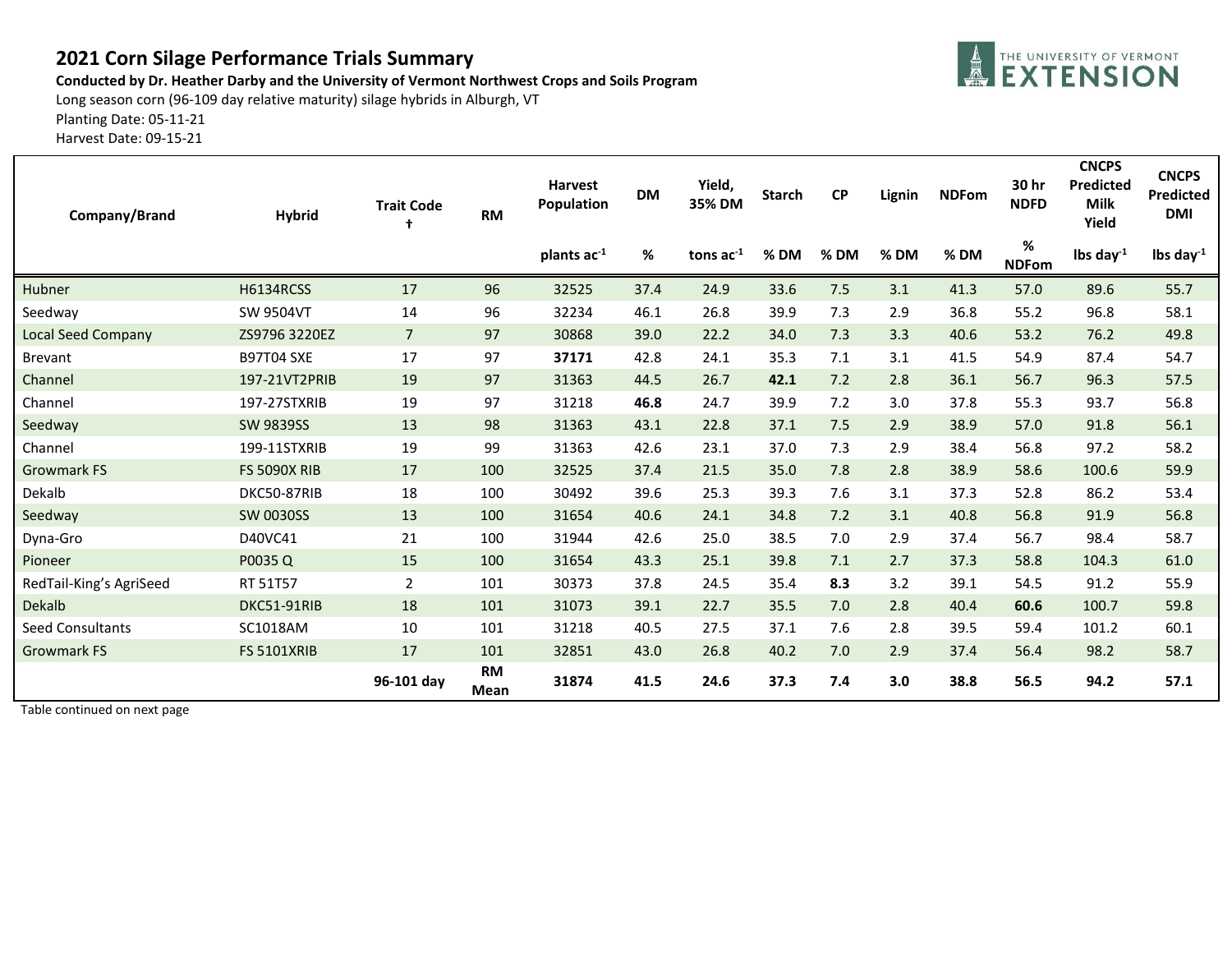# 2021 Corn Silage Performance Trials Summary

**Conducted by Dr. Heather Darby and the University of Vermont Northwest Crops and Soils Program**

Long season corn (96-109 day relative maturity) silage hybrids in Alburgh, VT

Planting Date: 05-11-21

Harvest Date: 09-15-21

| Company/Brand | Hybrid | Trait Code † | RM | Harvest Population | DM | Yield, 35% DM | Starch | CP | Lignin | NDFom | 30 hr NDFD | CNCPS Predicted Milk Yield | CNCPS Predicted DMI |
|---|---|---|---|---|---|---|---|---|---|---|---|---|---|
| | | | | plants $ac^{-1}$ | % | tons $ac^{-1}$ | % DM | % DM | % DM | % DM | % NDFom | lbs $day^{-1}$ | lbs $day^{-1}$ |
| Hubner | H6134RCSS | 17 | 96 | 32525 | 37.4 | 24.9 | 33.6 | 7.5 | 3.1 | 41.3 | 57.0 | 89.6 | 55.7 |
| Seedway | SW 9504VT | 14 | 96 | 32234 | 46.1 | 26.8 | 39.9 | 7.3 | 2.9 | 36.8 | 55.2 | 96.8 | 58.1 |
| Local Seed Company | ZS9796 3220EZ | 7 | 97 | 30868 | 39.0 | 22.2 | 34.0 | 7.3 | 3.3 | 40.6 | 53.2 | 76.2 | 49.8 |
| Brevant | B97T04 SXE | 17 | 97 | **37171** | 42.8 | 24.1 | 35.3 | 7.1 | 3.1 | 41.5 | 54.9 | 87.4 | 54.7 |
| Channel | 197-21VT2PRIB | 19 | 97 | 31363 | 44.5 | 26.7 | **42.1** | 7.2 | 2.8 | 36.1 | 56.7 | 96.3 | 57.5 |
| Channel | 197-27STXRIB | 19 | 97 | 31218 | **46.8** | 24.7 | 39.9 | 7.2 | 3.0 | 37.8 | 55.3 | 93.7 | 56.8 |
| Seedway | SW 9839SS | 13 | 98 | 31363 | 43.1 | 22.8 | 37.1 | 7.5 | 2.9 | 38.9 | 57.0 | 91.8 | 56.1 |
| Channel | 199-11STXRIB | 19 | 99 | 31363 | 42.6 | 23.1 | 37.0 | 7.3 | 2.9 | 38.4 | 56.8 | 97.2 | 58.2 |
| Growmark FS | FS 5090X RIB | 17 | 100 | 32525 | 37.4 | 21.5 | 35.0 | 7.8 | 2.8 | 38.9 | 58.6 | 100.6 | 59.9 |
| Dekalb | DKC50-87RIB | 18 | 100 | 30492 | 39.6 | 25.3 | 39.3 | 7.6 | 3.1 | 37.3 | 52.8 | 86.2 | 53.4 |
| Seedway | SW 0030SS | 13 | 100 | 31654 | 40.6 | 24.1 | 34.8 | 7.2 | 3.1 | 40.8 | 56.8 | 91.9 | 56.8 |
| Dyna-Gro | D40VC41 | 21 | 100 | 31944 | 42.6 | 25.0 | 38.5 | 7.0 | 2.9 | 37.4 | 56.7 | 98.4 | 58.7 |
| Pioneer | P0035 Q | 15 | 100 | 31654 | 43.3 | 25.1 | 39.8 | 7.1 | 2.7 | 37.3 | 58.8 | 104.3 | 61.0 |
| RedTail-King's AgriSeed | RT 51T57 | 2 | 101 | 30373 | 37.8 | 24.5 | 35.4 | **8.3** | 3.2 | 39.1 | 54.5 | 91.2 | 55.9 |
| Dekalb | DKC51-91RIB | 18 | 101 | 31073 | 39.1 | 22.7 | 35.5 | 7.0 | 2.8 | 40.4 | **60.6** | 100.7 | 59.8 |
| Seed Consultants | SC1018AM | 10 | 101 | 31218 | 40.5 | 27.5 | 37.1 | 7.6 | 2.8 | 39.5 | 59.4 | 101.2 | 60.1 |
| Growmark FS | FS 5101XRIB | 17 | 101 | 32851 | 43.0 | 26.8 | 40.2 | 7.0 | 2.9 | 37.4 | 56.4 | 98.2 | 58.7 |
| | | **96-101 day** | **RM Mean** | **31874** | **41.5** | **24.6** | **37.3** | **7.4** | **3.0** | **38.8** | **56.5** | **94.2** | **57.1** |

Table continued on next page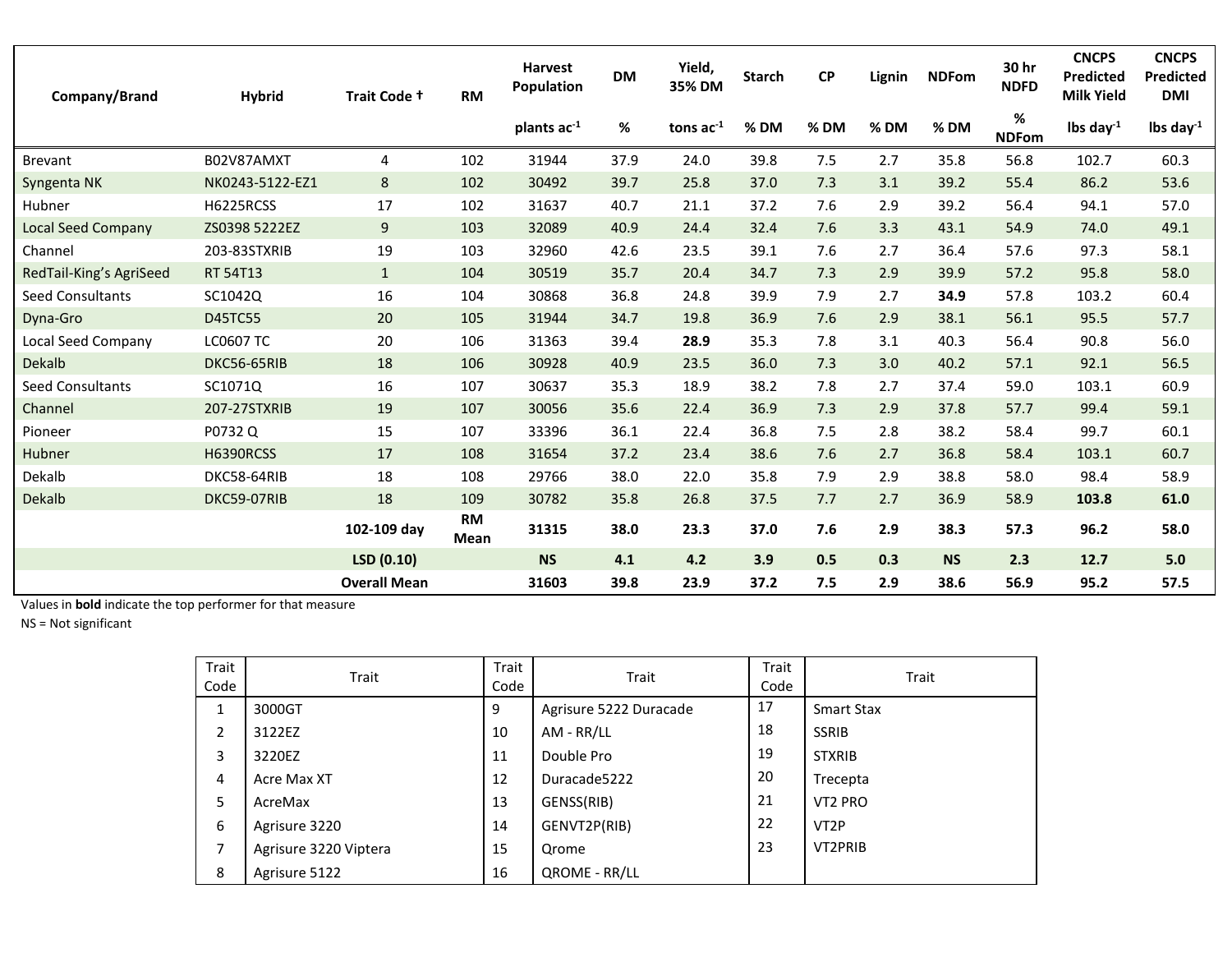| Company/Brand | Hybrid | Trait Code † | RM | Harvest Population plants $ac^{-1}$ | DM % | Yield, 35% DM tons $ac^{-1}$ | Starch % DM | CP % DM | Lignin % DM | NDFom % DM | 30 hr NDFD % NDFom | CNCPS Predicted Milk Yield lbs $day^{-1}$ | CNCPS Predicted DMI lbs $day^{-1}$ |
|---|---|---|---|---|---|---|---|---|---|---|---|---|---|
| Brevant | B02V87AMXT | 4 | 102 | 31944 | 37.9 | 24.0 | 39.8 | 7.5 | 2.7 | 35.8 | 56.8 | 102.7 | 60.3 |
| Syngenta NK | NK0243-5122-EZ1 | 8 | 102 | 30492 | 39.7 | 25.8 | 37.0 | 7.3 | 3.1 | 39.2 | 55.4 | 86.2 | 53.6 |
| Hubner | H6225RCSS | 17 | 102 | 31637 | 40.7 | 21.1 | 37.2 | 7.6 | 2.9 | 39.2 | 56.4 | 94.1 | 57.0 |
| Local Seed Company | ZS0398 5222EZ | 9 | 103 | 32089 | 40.9 | 24.4 | 32.4 | 7.6 | 3.3 | 43.1 | 54.9 | 74.0 | 49.1 |
| Channel | 203-83STXRIB | 19 | 103 | 32960 | 42.6 | 23.5 | 39.1 | 7.6 | 2.7 | 36.4 | 57.6 | 97.3 | 58.1 |
| RedTail-King's AgriSeed | RT 54T13 | 1 | 104 | 30519 | 35.7 | 20.4 | 34.7 | 7.3 | 2.9 | 39.9 | 57.2 | 95.8 | 58.0 |
| Seed Consultants | SC1042Q | 16 | 104 | 30868 | 36.8 | 24.8 | 39.9 | 7.9 | 2.7 | **34.9** | 57.8 | 103.2 | 60.4 |
| Dyna-Gro | D45TC55 | 20 | 105 | 31944 | 34.7 | 19.8 | 36.9 | 7.6 | 2.9 | 38.1 | 56.1 | 95.5 | 57.7 |
| Local Seed Company | LC0607 TC | 20 | 106 | 31363 | 39.4 | **28.9** | 35.3 | 7.8 | 3.1 | 40.3 | 56.4 | 90.8 | 56.0 |
| Dekalb | DKC56-65RIB | 18 | 106 | 30928 | 40.9 | 23.5 | 36.0 | 7.3 | 3.0 | 40.2 | 57.1 | 92.1 | 56.5 |
| Seed Consultants | SC1071Q | 16 | 107 | 30637 | 35.3 | 18.9 | 38.2 | 7.8 | 2.7 | 37.4 | 59.0 | 103.1 | 60.9 |
| Channel | 207-27STXRIB | 19 | 107 | 30056 | 35.6 | 22.4 | 36.9 | 7.3 | 2.9 | 37.8 | 57.7 | 99.4 | 59.1 |
| Pioneer | P0732 Q | 15 | 107 | 33396 | 36.1 | 22.4 | 36.8 | 7.5 | 2.8 | 38.2 | 58.4 | 99.7 | 60.1 |
| Hubner | H6390RCSS | 17 | 108 | 31654 | 37.2 | 23.4 | 38.6 | 7.6 | 2.7 | 36.8 | 58.4 | 103.1 | 60.7 |
| Dekalb | DKC58-64RIB | 18 | 108 | 29766 | 38.0 | 22.0 | 35.8 | 7.9 | 2.9 | 38.8 | 58.0 | 98.4 | 58.9 |
| Dekalb | DKC59-07RIB | 18 | 109 | 30782 | 35.8 | 26.8 | 37.5 | 7.7 | 2.7 | 36.9 | 58.9 | **103.8** | **61.0** |
| | | **102-109 day** | **RM Mean** | **31315** | **38.0** | **23.3** | **37.0** | **7.6** | **2.9** | **38.3** | **57.3** | **96.2** | **58.0** |
| | | **LSD (0.10)** | | **NS** | **4.1** | **4.2** | **3.9** | **0.5** | **0.3** | **NS** | **2.3** | **12.7** | **5.0** |
| | | **Overall Mean** | | **31603** | **39.8** | **23.9** | **37.2** | **7.5** | **2.9** | **38.6** | **56.9** | **95.2** | **57.5** |

Values in **bold** indicate the top performer for that measure

NS = Not significant

| Trait Code | Trait | Trait Code | Trait | Trait Code | Trait |
|---|---|---|---|---|---|
| 1 | 3000GT | 9 | Agrisure 5222 Duracade | 17 | Smart Stax |
| 2 | 3122EZ | 10 | AM - RR/LL | 18 | SSRIB |
| 3 | 3220EZ | 11 | Double Pro | 19 | STXRIB |
| 4 | Acre Max XT | 12 | Duracade5222 | 20 | Trecepta |
| 5 | AcreMax | 13 | GENSS(RIB) | 21 | VT2 PRO |
| 6 | Agrisure 3220 | 14 | GENVT2P(RIB) | 22 | VT2P |
| 7 | Agrisure 3220 Viptera | 15 | Qrome | 23 | VT2PRIB |
| 8 | Agrisure 5122 | 16 | QROME - RR/LL | | |